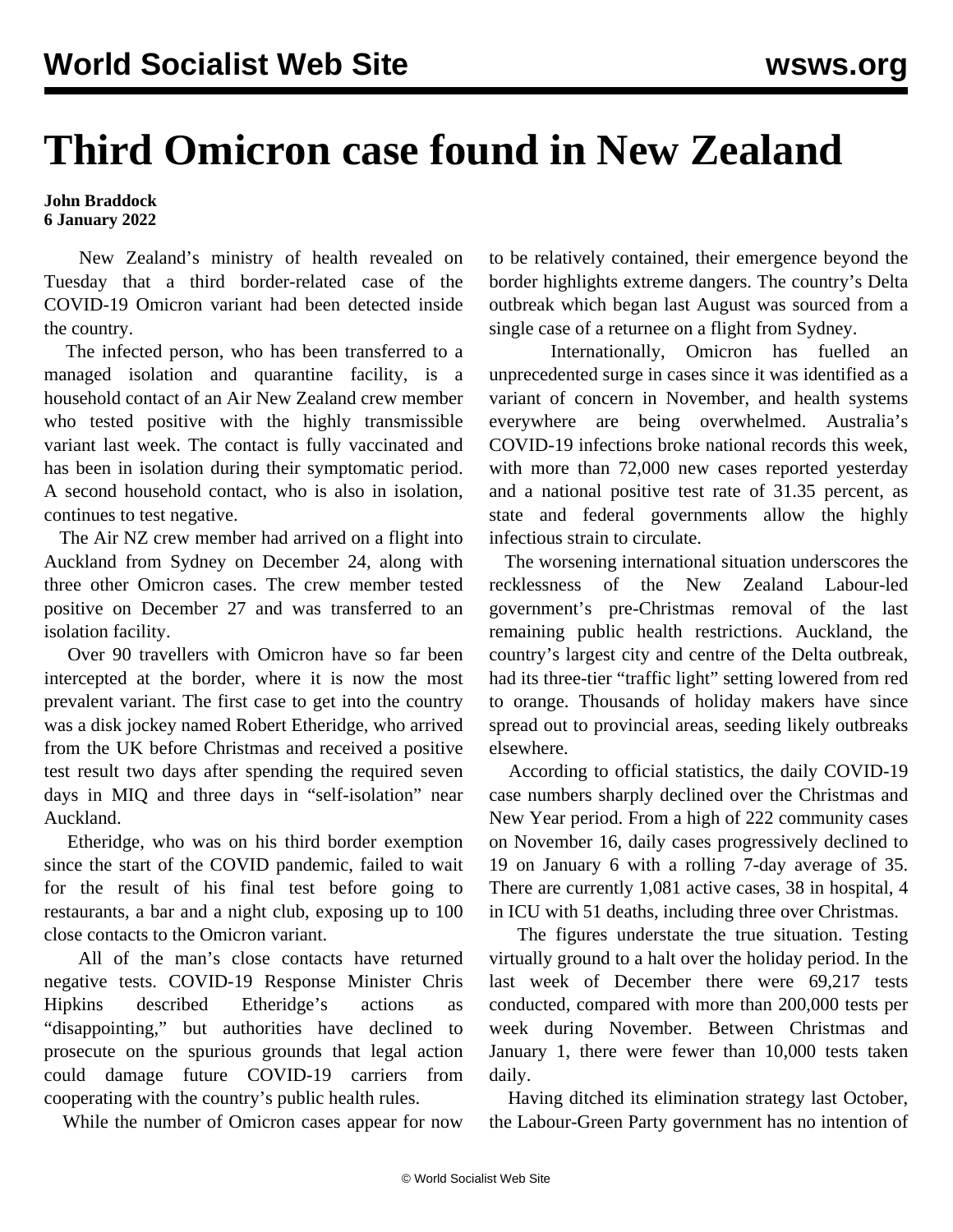# Third Omicron case found in New Zealand

**John Braddock**
**6 January 2022**

New Zealand's ministry of health revealed on Tuesday that a third border-related case of the COVID-19 Omicron variant had been detected inside the country.

The infected person, who has been transferred to a managed isolation and quarantine facility, is a household contact of an Air New Zealand crew member who tested positive with the highly transmissible variant last week. The contact is fully vaccinated and has been in isolation during their symptomatic period. A second household contact, who is also in isolation, continues to test negative.

The Air NZ crew member had arrived on a flight into Auckland from Sydney on December 24, along with three other Omicron cases. The crew member tested positive on December 27 and was transferred to an isolation facility.

Over 90 travellers with Omicron have so far been intercepted at the border, where it is now the most prevalent variant. The first case to get into the country was a disk jockey named Robert Etheridge, who arrived from the UK before Christmas and received a positive test result two days after spending the required seven days in MIQ and three days in "self-isolation" near Auckland.

Etheridge, who was on his third border exemption since the start of the COVID pandemic, failed to wait for the result of his final test before going to restaurants, a bar and a night club, exposing up to 100 close contacts to the Omicron variant.

All of the man's close contacts have returned negative tests. COVID-19 Response Minister Chris Hipkins described Etheridge's actions as "disappointing," but authorities have declined to prosecute on the spurious grounds that legal action could damage future COVID-19 carriers from cooperating with the country's public health rules.

While the number of Omicron cases appear for now to be relatively contained, their emergence beyond the border highlights extreme dangers. The country's Delta outbreak which began last August was sourced from a single case of a returnee on a flight from Sydney.

Internationally, Omicron has fuelled an unprecedented surge in cases since it was identified as a variant of concern in November, and health systems everywhere are being overwhelmed. Australia's COVID-19 infections broke national records this week, with more than 72,000 new cases reported yesterday and a national positive test rate of 31.35 percent, as state and federal governments allow the highly infectious strain to circulate.

The worsening international situation underscores the recklessness of the New Zealand Labour-led government's pre-Christmas removal of the last remaining public health restrictions. Auckland, the country's largest city and centre of the Delta outbreak, had its three-tier "traffic light" setting lowered from red to orange. Thousands of holiday makers have since spread out to provincial areas, seeding likely outbreaks elsewhere.

According to official statistics, the daily COVID-19 case numbers sharply declined over the Christmas and New Year period. From a high of 222 community cases on November 16, daily cases progressively declined to 19 on January 6 with a rolling 7-day average of 35. There are currently 1,081 active cases, 38 in hospital, 4 in ICU with 51 deaths, including three over Christmas.

The figures understate the true situation. Testing virtually ground to a halt over the holiday period. In the last week of December there were 69,217 tests conducted, compared with more than 200,000 tests per week during November. Between Christmas and January 1, there were fewer than 10,000 tests taken daily.

Having ditched its elimination strategy last October, the Labour-Green Party government has no intention of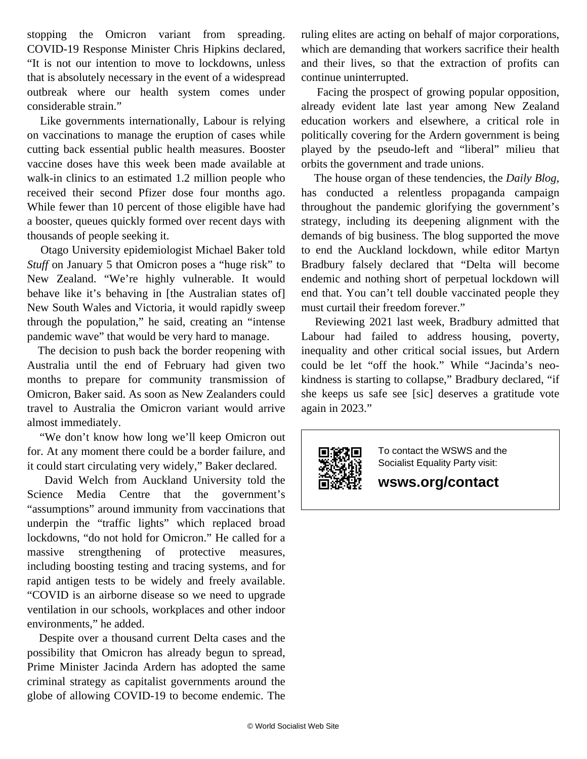stopping the Omicron variant from spreading. COVID-19 Response Minister Chris Hipkins declared, "It is not our intention to move to lockdowns, unless that is absolutely necessary in the event of a widespread outbreak where our health system comes under considerable strain."

Like governments internationally, Labour is relying on vaccinations to manage the eruption of cases while cutting back essential public health measures. Booster vaccine doses have this week been made available at walk-in clinics to an estimated 1.2 million people who received their second Pfizer dose four months ago. While fewer than 10 percent of those eligible have had a booster, queues quickly formed over recent days with thousands of people seeking it.

Otago University epidemiologist Michael Baker told *Stuff* on January 5 that Omicron poses a "huge risk" to New Zealand. "We're highly vulnerable. It would behave like it's behaving in [the Australian states of] New South Wales and Victoria, it would rapidly sweep through the population," he said, creating an "intense pandemic wave" that would be very hard to manage.

The decision to push back the border reopening with Australia until the end of February had given two months to prepare for community transmission of Omicron, Baker said. As soon as New Zealanders could travel to Australia the Omicron variant would arrive almost immediately.

"We don't know how long we'll keep Omicron out for. At any moment there could be a border failure, and it could start circulating very widely," Baker declared.

David Welch from Auckland University told the Science Media Centre that the government's "assumptions" around immunity from vaccinations that underpin the "traffic lights" which replaced broad lockdowns, "do not hold for Omicron." He called for a massive strengthening of protective measures, including boosting testing and tracing systems, and for rapid antigen tests to be widely and freely available. "COVID is an airborne disease so we need to upgrade ventilation in our schools, workplaces and other indoor environments," he added.

Despite over a thousand current Delta cases and the possibility that Omicron has already begun to spread, Prime Minister Jacinda Ardern has adopted the same criminal strategy as capitalist governments around the globe of allowing COVID-19 to become endemic. The ruling elites are acting on behalf of major corporations, which are demanding that workers sacrifice their health and their lives, so that the extraction of profits can continue uninterrupted.

Facing the prospect of growing popular opposition, already evident late last year among New Zealand education workers and elsewhere, a critical role in politically covering for the Ardern government is being played by the pseudo-left and "liberal" milieu that orbits the government and trade unions.

The house organ of these tendencies, the *Daily Blog*, has conducted a relentless propaganda campaign throughout the pandemic glorifying the government's strategy, including its deepening alignment with the demands of big business. The blog supported the move to end the Auckland lockdown, while editor Martyn Bradbury falsely declared that "Delta will become endemic and nothing short of perpetual lockdown will end that. You can't tell double vaccinated people they must curtail their freedom forever."

Reviewing 2021 last week, Bradbury admitted that Labour had failed to address housing, poverty, inequality and other critical social issues, but Ardern could be let "off the hook." While "Jacinda's neo-kindness is starting to collapse," Bradbury declared, "if she keeps us safe see [sic] deserves a gratitude vote again in 2023."

To contact the WSWS and the Socialist Equality Party visit:

**wsws.org/contact**